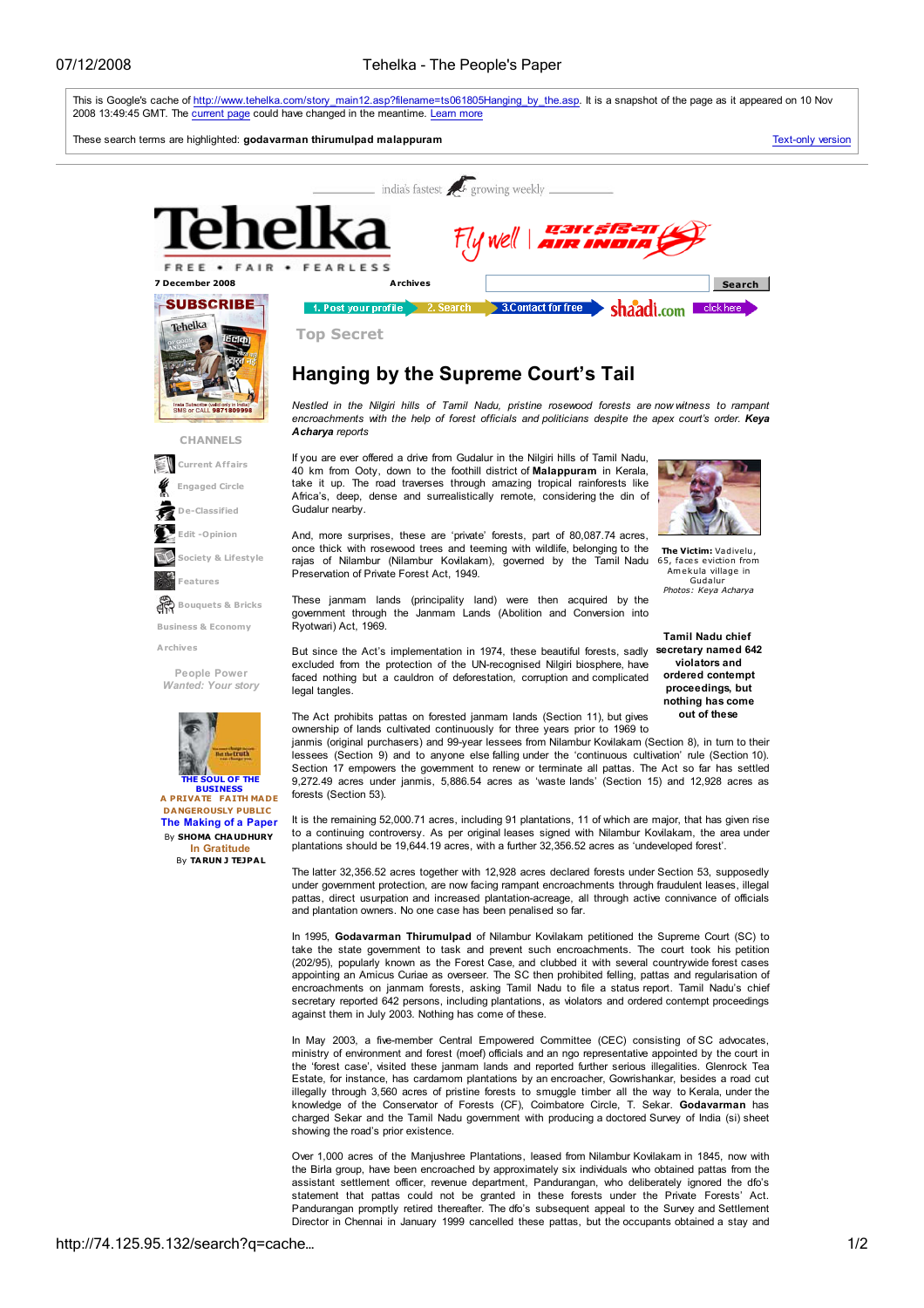This is Google's cache of http://www.tehelka.com/story_main12.asp?filename=ts061805Hanging_by_the.asp. It is a snapshot of the page as it appeared on 10 Nov 2008 13:49:45 GMT. The current page could have changed in the meantime. Learn more

These search terms are highlighted: **godavarman thirumulpad malappuram**

Text-only version

india's fastest growing weekly

Tehelka

FREE • FAIR • FEARLESS

7 December 2008

Archives

Search

SUBSCRIBE

1. Post your profile 2. Search 3.Contact for free shaadi.com click here

Top Secret

CHANNELS

- Current Affairs
- Engaged Circle
- De-Classified
- Edit -Opinion
- Society & Lifestyle
- Features
- Bouquets & Bricks
- Business & Economy
- Archives

People Power
Wanted: Your story

THE SOUL OF THE BUSINESS
A PRIVATE FAITH MADE DANGEROUSLY PUBLIC
The Making of a Paper
By SHOMA CHAUDHURY
In Gratitude
By TARUN J TEJPAL

# Hanging by the Supreme Court's Tail

*Nestled in the Nilgiri hills of Tamil Nadu, pristine rosewood forests are now witness to rampant encroachments with the help of forest officials and politicians despite the apex court's order.* ***Keya Acharya*** *reports*

If you are ever offered a drive from Gudalur in the Nilgiri hills of Tamil Nadu, 40 km from Ooty, down to the foothill district of **Malappuram** in Kerala, take it up. The road traverses through amazing tropical rainforests like Africa's, deep, dense and surrealistically remote, considering the din of Gudalur nearby.

**The Victim:** Vadivelu, 65, faces eviction from Amekula village in Gudalur
*Photos: Keya Acharya*

And, more surprises, these are 'private' forests, part of 80,087.74 acres, once thick with rosewood trees and teeming with wildlife, belonging to the rajas of Nilambur (Nilambur Kovilakam), governed by the Tamil Nadu Preservation of Private Forest Act, 1949.

These janmam lands (principality land) were then acquired by the government through the Janmam Lands (Abolition and Conversion into Ryotwari) Act, 1969.

**Tamil Nadu chief secretary named 642 violators and ordered contempt proceedings, but nothing has come out of these**

But since the Act's implementation in 1974, these beautiful forests, sadly excluded from the protection of the UN-recognised Nilgiri biosphere, have faced nothing but a cauldron of deforestation, corruption and complicated legal tangles.

The Act prohibits pattas on forested janmam lands (Section 11), but gives ownership of lands cultivated continuously for three years prior to 1969 to janmis (original purchasers) and 99-year lessees from Nilambur Kovilakam (Section 8), in turn to their lessees (Section 9) and to anyone else falling under the 'continuous cultivation' rule (Section 10). Section 17 empowers the government to renew or terminate all pattas. The Act so far has settled 9,272.49 acres under janmis, 5,886.54 acres as 'waste lands' (Section 15) and 12,928 acres as forests (Section 53).

It is the remaining 52,000.71 acres, including 91 plantations, 11 of which are major, that has given rise to a continuing controversy. As per original leases signed with Nilambur Kovilakam, the area under plantations should be 19,644.19 acres, with a further 32,356.52 acres as 'undeveloped forest'.

The latter 32,356.52 acres together with 12,928 acres declared forests under Section 53, supposedly under government protection, are now facing rampant encroachments through fraudulent leases, illegal pattas, direct usurpation and increased plantation-acreage, all through active connivance of officials and plantation owners. No one case has been penalised so far.

In 1995, **Godavarman Thirumulpad** of Nilambur Kovilakam petitioned the Supreme Court (SC) to take the state government to task and prevent such encroachments. The court took his petition (202/95), popularly known as the Forest Case, and clubbed it with several countrywide forest cases appointing an Amicus Curiae as overseer. The SC then prohibited felling, pattas and regularisation of encroachments on janmam forests, asking Tamil Nadu to file a status report. Tamil Nadu's chief secretary reported 642 persons, including plantations, as violators and ordered contempt proceedings against them in July 2003. Nothing has come of these.

In May 2003, a five-member Central Empowered Committee (CEC) consisting of SC advocates, ministry of environment and forest (moef) officials and an ngo representative appointed by the court in the 'forest case', visited these janmam lands and reported further serious illegalities. Glenrock Tea Estate, for instance, has cardamom plantations by an encroacher, Gowrishankar, besides a road cut illegally through 3,560 acres of pristine forests to smuggle timber all the way to Kerala, under the knowledge of the Conservator of Forests (CF), Coimbatore Circle, T. Sekar. **Godavarman** has charged Sekar and the Tamil Nadu government with producing a doctored Survey of India (si) sheet showing the road's prior existence.

Over 1,000 acres of the Manjushree Plantations, leased from Nilambur Kovilakam in 1845, now with the Birla group, have been encroached by approximately six individuals who obtained pattas from the assistant settlement officer, revenue department, Pandurangan, who deliberately ignored the dfo's statement that pattas could not be granted in these forests under the Private Forests' Act. Pandurangan promptly retired thereafter. The dfo's subsequent appeal to the Survey and Settlement Director in Chennai in January 1999 cancelled these pattas, but the occupants obtained a stay and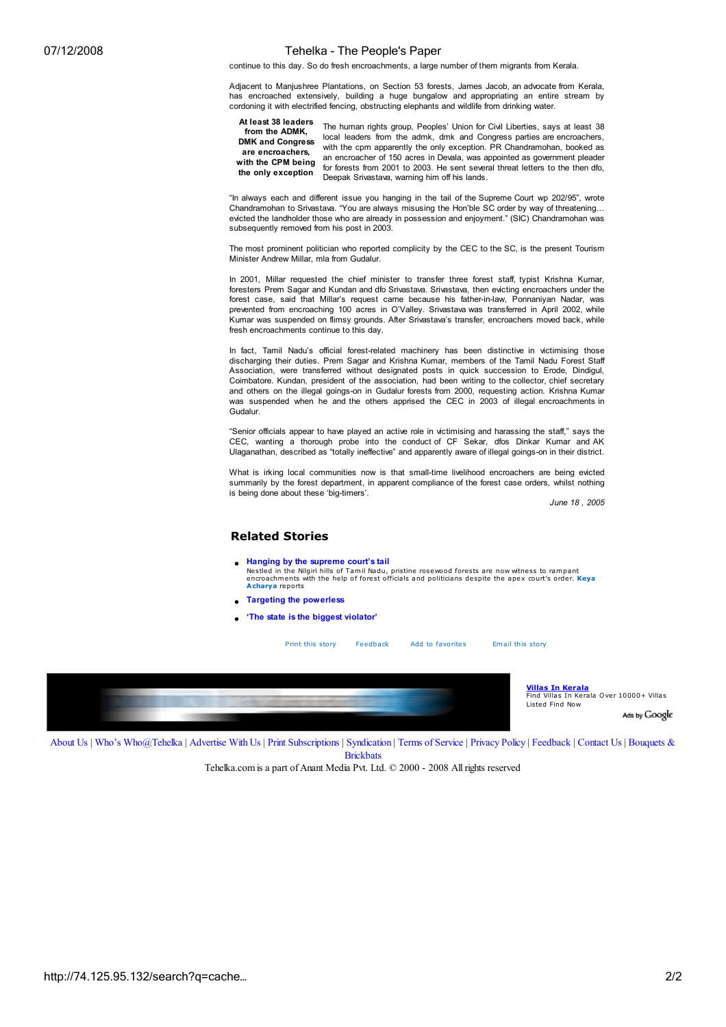continue to this day. So do fresh encroachments, a large number of them migrants from Kerala.

Adjacent to Manjushree Plantations, on Section 53 forests, James Jacob, an advocate from Kerala, has encroached extensively, building a huge bungalow and appropriating an entire stream by cordoning it with electrified fencing, obstructing elephants and wildlife from drinking water.

**At least 38 leaders from the ADMK, DMK and Congress are encroachers, with the CPM being the only exception**

The human rights group, Peoples' Union for Civil Liberties, says at least 38 local leaders from the admk, dmk and Congress parties are encroachers, with the cpm apparently the only exception. PR Chandramohan, booked as an encroacher of 150 acres in Devala, was appointed as government pleader for forests from 2001 to 2003. He sent several threat letters to the then dfo, Deepak Srivastava, warning him off his lands.

"In always each and different issue you hanging in the tail of the Supreme Court wp 202/95", wrote Chandramohan to Srivastava. "You are always misusing the Hon'ble SC order by way of threatening… evicted the landholder those who are already in possession and enjoyment." (SIC) Chandramohan was subsequently removed from his post in 2003.

The most prominent politician who reported complicity by the CEC to the SC, is the present Tourism Minister Andrew Millar, mla from Gudalur.

In 2001, Millar requested the chief minister to transfer three forest staff, typist Krishna Kumar, foresters Prem Sagar and Kundan and dfo Srivastava. Srivastava, then evicting encroachers under the forest case, said that Millar's request came because his father-in-law, Ponnaniyan Nadar, was prevented from encroaching 100 acres in O'Valley. Srivastava was transferred in April 2002, while Kumar was suspended on flimsy grounds. After Srivastava's transfer, encroachers moved back, while fresh encroachments continue to this day.

In fact, Tamil Nadu's official forest-related machinery has been distinctive in victimising those discharging their duties. Prem Sagar and Krishna Kumar, members of the Tamil Nadu Forest Staff Association, were transferred without designated posts in quick succession to Erode, Dindigul, Coimbatore. Kundan, president of the association, had been writing to the collector, chief secretary and others on the illegal goings-on in Gudalur forests from 2000, requesting action. Krishna Kumar was suspended when he and the others apprised the CEC in 2003 of illegal encroachments in Gudalur.

"Senior officials appear to have played an active role in victimising and harassing the staff," says the CEC, wanting a thorough probe into the conduct of CF Sekar, dfos Dinkar Kumar and AK Ulaganathan, described as "totally ineffective" and apparently aware of illegal goings-on in their district.

What is irking local communities now is that small-time livelihood encroachers are being evicted summarily by the forest department, in apparent compliance of the forest case orders, whilst nothing is being done about these 'big-timers'.

*June 18 , 2005*

## Related Stories

- **Hanging by the supreme court's tail**
  Nestled in the Nilgiri hills of Tamil Nadu, pristine rosewood forests are now witness to rampant encroachments with the help of forest officials and politicians despite the apex court's order. **Keya Acharya** reports
- **Targeting the powerless**
- **'The state is the biggest violator'**

Print this story | Feedback | Add to favorites | Email this story

**Villas In Kerala**
Find Villas In Kerala Over 10000+ Villas Listed Find Now

Ads by Google

About Us | Who's Who@Tehelka | Advertise With Us | Print Subscriptions | Syndication | Terms of Service | Privacy Policy | Feedback | Contact Us | Bouquets & Brickbats

Tehelka.com is a part of Anant Media Pvt. Ltd. © 2000 - 2008 All rights reserved